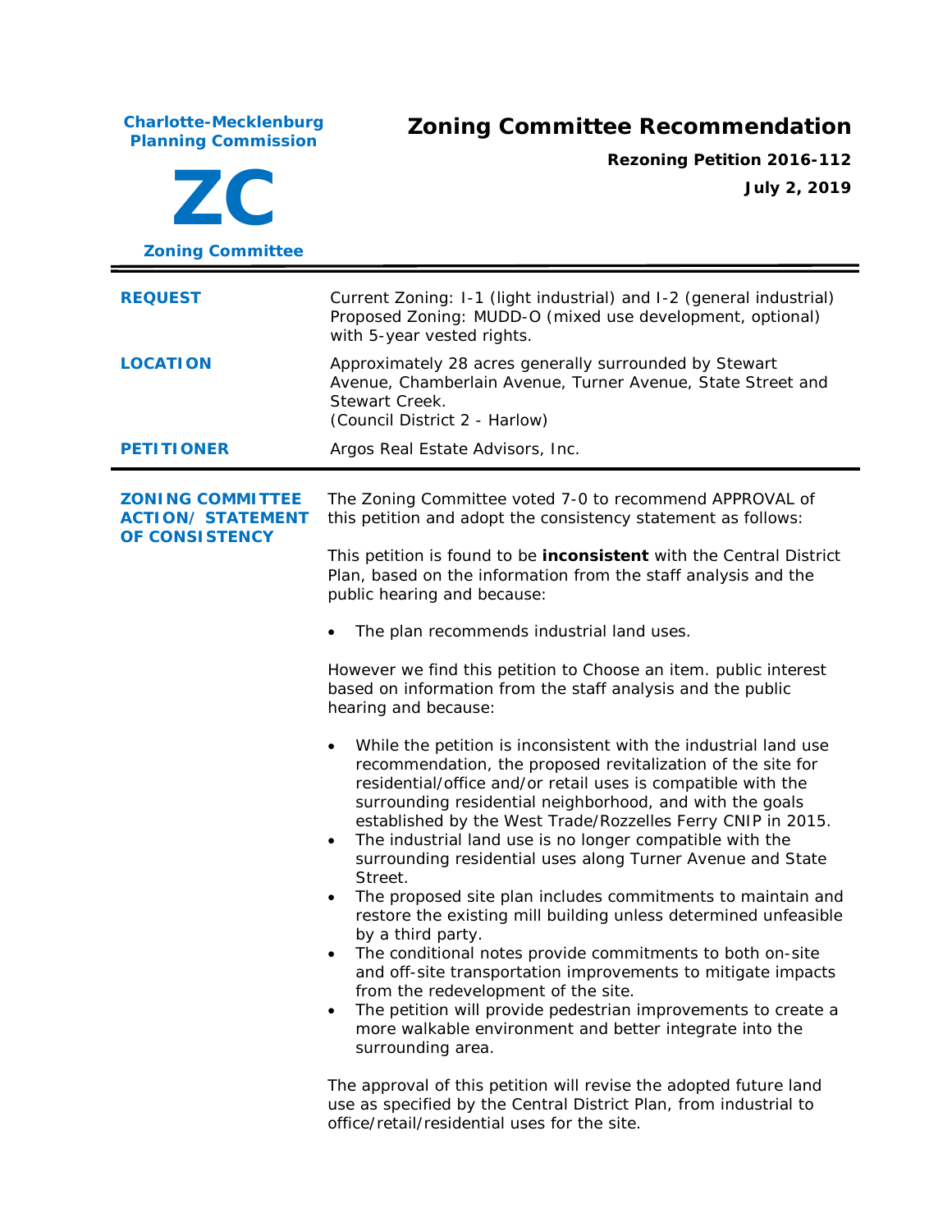**Charlote-Mecklenburg Planning Commission**

**ZC**

**Zoning Committee**

# Zoning Committee Recommendation

**Rezoning Petition 2016-112**

**July 2, 2019**

| | |
|---|---|
| **REQUEST** | Current Zoning: I-1 (light industrial) and I-2 (general industrial)<br>Proposed Zoning: MUDD-O (mixed use development, optional) with 5-year vested rights. |
| **LOCATION** | Approximately 28 acres generally surrounded by Stewart Avenue, Chamberlain Avenue, Turner Avenue, State Street and Stewart Creek.<br>(Council District 2 - Harlow) |
| **PETITIONER** | Argos Real Estate Advisors, Inc. |

**ZONING COMMITTEE ACTION/ STATEMENT OF CONSISTENCY**

The Zoning Committee voted 7-0 to recommend APPROVAL of this petition and adopt the consistency statement as follows:

This petition is found to be **inconsistent** with the Central District Plan, based on the information from the staff analysis and the public hearing and because:

- The plan recommends industrial land uses.

However we find this petition to Choose an item. public interest based on information from the staff analysis and the public hearing and because:

- While the petition is inconsistent with the industrial land use recommendation, the proposed revitalization of the site for residential/office and/or retail uses is compatible with the surrounding residential neighborhood, and with the goals established by the West Trade/Rozzelles Ferry CNIP in 2015.
- The industrial land use is no longer compatible with the surrounding residential uses along Turner Avenue and State Street.
- The proposed site plan includes commitments to maintain and restore the existing mill building unless determined unfeasible by a third party.
- The conditional notes provide commitments to both on-site and off-site transportation improvements to mitigate impacts from the redevelopment of the site.
- The petition will provide pedestrian improvements to create a more walkable environment and better integrate into the surrounding area.

The approval of this petition will revise the adopted future land use as specified by the Central District Plan, from industrial to office/retail/residential uses for the site.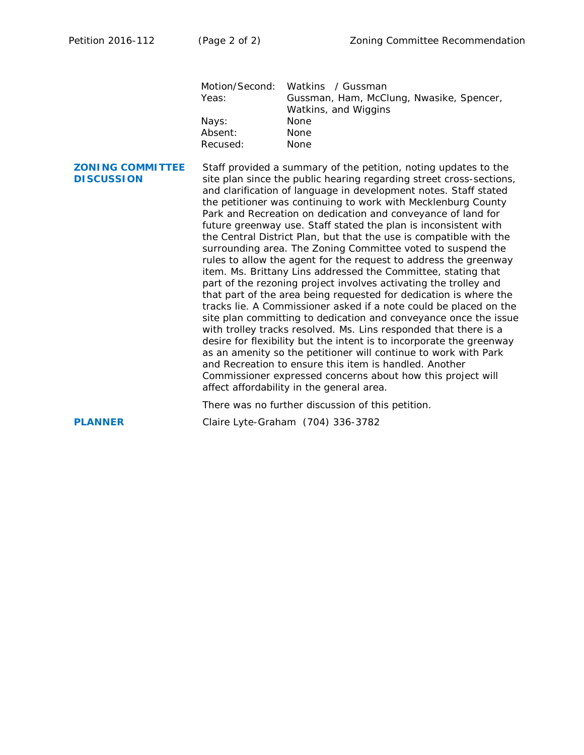| | |
|---|---|
| Motion/Second: | Watkins / Gussman |
| Yeas: | Gussman, Ham, McClung, Nwasike, Spencer, Watkins, and Wiggins |
| Nays: | None |
| Absent: | None |
| Recused: | None |

**ZONING COMMITTEE DISCUSSION**

Staff provided a summary of the petition, noting updates to the site plan since the public hearing regarding street cross-sections, and clarification of language in development notes. Staff stated the petitioner was continuing to work with Mecklenburg County Park and Recreation on dedication and conveyance of land for future greenway use. Staff stated the plan is inconsistent with the Central District Plan, but that the use is compatible with the surrounding area. The Zoning Committee voted to suspend the rules to allow the agent for the request to address the greenway item. Ms. Brittany Lins addressed the Committee, stating that part of the rezoning project involves activating the trolley and that part of the area being requested for dedication is where the tracks lie. A Commissioner asked if a note could be placed on the site plan committing to dedication and conveyance once the issue with trolley tracks resolved. Ms. Lins responded that there is a desire for flexibility but the intent is to incorporate the greenway as an amenity so the petitioner will continue to work with Park and Recreation to ensure this item is handled. Another Commissioner expressed concerns about how this project will affect affordability in the general area.

There was no further discussion of this petition.

**PLANNER**

Claire Lyte-Graham (704) 336-3782